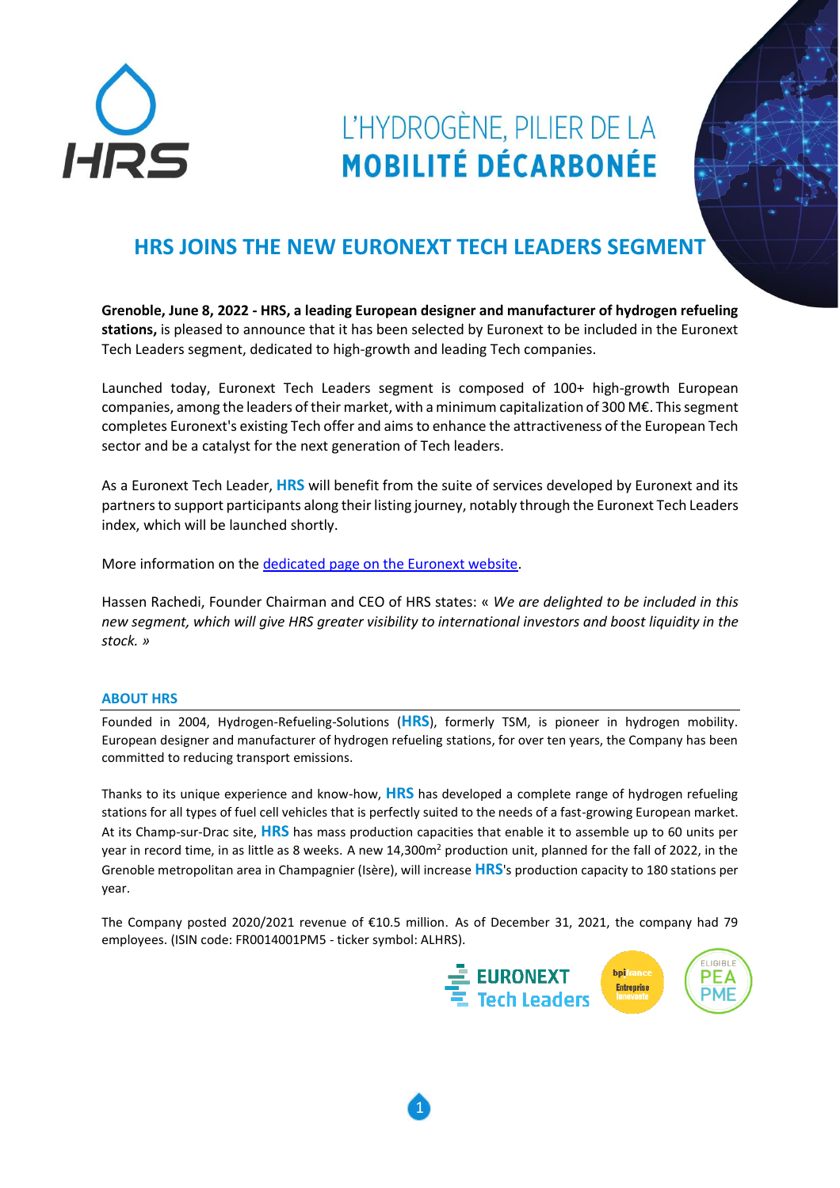HRS

# L'HYDROGÈNE, PILIER DE LA MOBILITÉ DÉCARBONÉE

## HRS JOINS THE NEW EURONEXT TECH LEADERS SEGMENT

**Grenoble, June 8, 2022 - HRS, a leading European designer and manufacturer of hydrogen refueling stations,** is pleased to announce that it has been selected by Euronext to be included in the Euronext Tech Leaders segment, dedicated to high-growth and leading Tech companies.

Launched today, Euronext Tech Leaders segment is composed of 100+ high-growth European companies, among the leaders of their market, with a minimum capitalization of 300 M€. This segment completes Euronext's existing Tech offer and aims to enhance the attractiveness of the European Tech sector and be a catalyst for the next generation of Tech leaders.

As a Euronext Tech Leader, **HRS** will benefit from the suite of services developed by Euronext and its partners to support participants along their listing journey, notably through the Euronext Tech Leaders index, which will be launched shortly.

More information on the dedicated page on the Euronext website.

Hassen Rachedi, Founder Chairman and CEO of HRS states: « *We are delighted to be included in this new segment, which will give HRS greater visibility to international investors and boost liquidity in the stock.* »

### ABOUT HRS

Founded in 2004, Hydrogen-Refueling-Solutions (**HRS**), formerly TSM, is pioneer in hydrogen mobility. European designer and manufacturer of hydrogen refueling stations, for over ten years, the Company has been committed to reducing transport emissions.

Thanks to its unique experience and know-how, **HRS** has developed a complete range of hydrogen refueling stations for all types of fuel cell vehicles that is perfectly suited to the needs of a fast-growing European market. At its Champ-sur-Drac site, **HRS** has mass production capacities that enable it to assemble up to 60 units per year in record time, in as little as 8 weeks. A new 14,300m² production unit, planned for the fall of 2022, in the Grenoble metropolitan area in Champagnier (Isère), will increase **HRS**'s production capacity to 180 stations per year.

The Company posted 2020/2021 revenue of €10.5 million. As of December 31, 2021, the company had 79 employees. (ISIN code: FR0014001PM5 - ticker symbol: ALHRS).

EURONEXT Tech Leaders | bpifrance Entreprise Innovante | ELIGIBLE PEA PME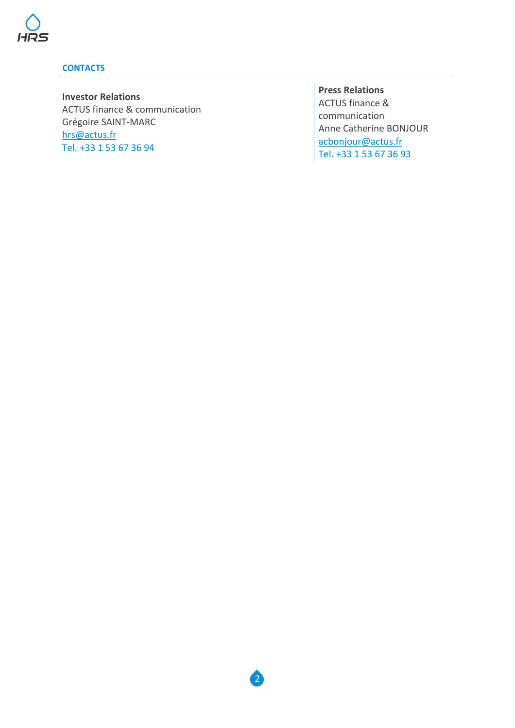## CONTACTS

**Investor Relations**
ACTUS finance & communication
Grégoire SAINT-MARC
hrs@actus.fr
Tel. +33 1 53 67 36 94

**Press Relations**
ACTUS finance & communication
Anne Catherine BONJOUR
acbonjour@actus.fr
Tel. +33 1 53 67 36 93